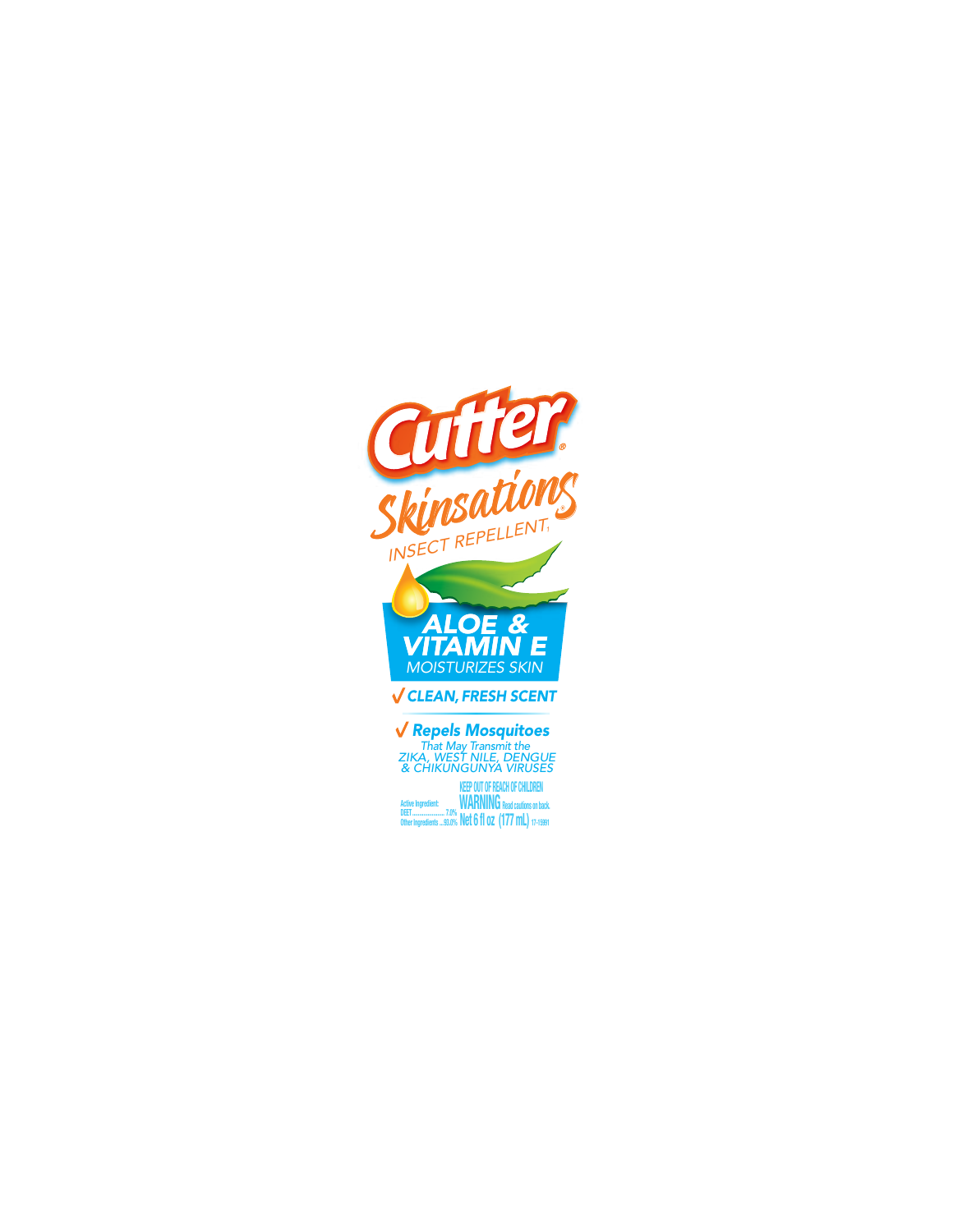# Cutter®

## Skinsations

INSECT REPELLENT†

**ALOE & VITAMIN E**

*MOISTURIZES SKIN*

✓ ***CLEAN, FRESH SCENT***

✓ ***Repels Mosquitoes***

*That May Transmit the ZIKA, WEST NILE, DENGUE & CHIKUNGUNYA VIRUSES*

**KEEP OUT OF REACH OF CHILDREN**

**WARNING** Read cautions on back.

Active Ingredient:
DEET.................... 7.0%
Other Ingredients.....93.0%

**Net 6 fl oz (177 mL)** 17-15991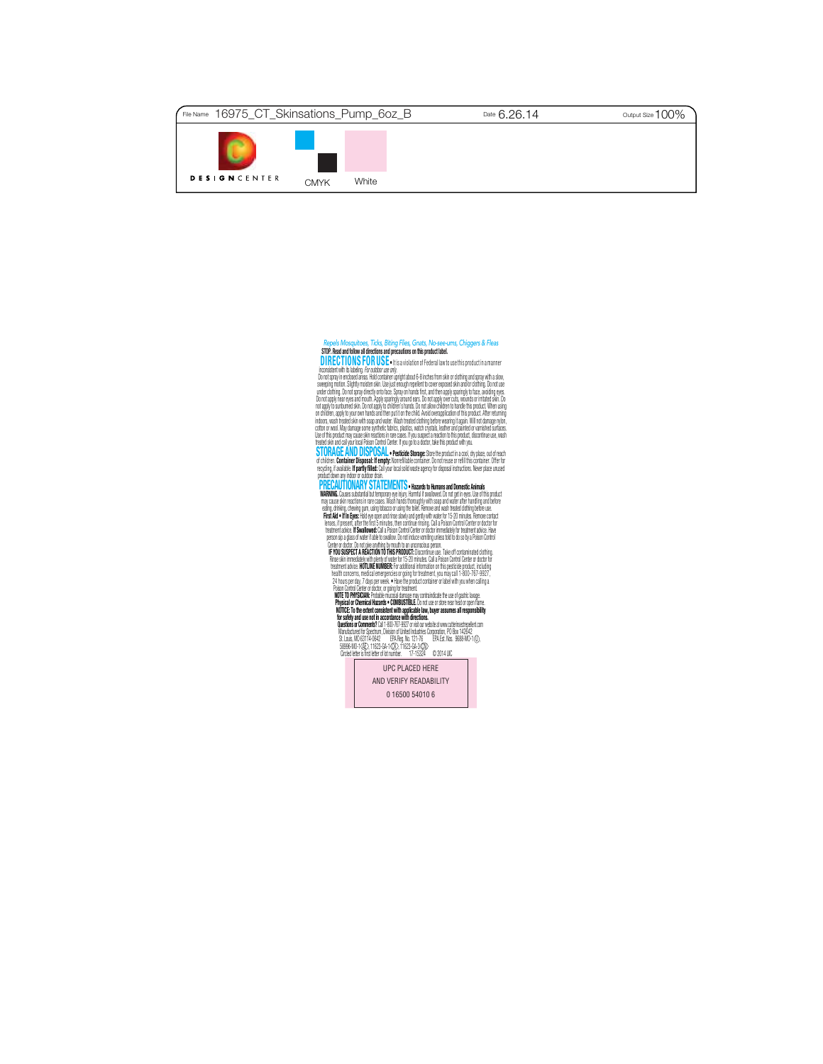File Name 16975_CT_Skinsations_Pump_6oz_B

Date 6.26.14

Output Size 100%

DESIGNCENTER

CMYK

White

*Repels Mosquitoes, Ticks, Biting Flies, Gnats, No-see-ums, Chiggers & Fleas*

**STOP. Read and follow all directions and precautions on this product label.**

## DIRECTIONS FOR USE

• It is a violation of Federal law to use this product in a manner inconsistent with its labeling. *For outdoor use only.*

Do not spray in enclosed areas. Hold container upright about 6-8 inches from skin or clothing and spray with a slow, sweeping motion. Slightly moisten skin. Use just enough repellent to cover exposed skin and/or clothing. Do not use under clothing. Do not spray directly onto face. Spray on hands first, and then apply sparingly to face, avoiding eyes. Do not apply near eyes and mouth. Apply sparingly around ears. Do not apply over cuts, wounds or irritated skin. Do not apply to sunburned skin. Do not apply to children's hands. Do not allow children to handle this product. When using on children, apply to your own hands and then put it on the child. Avoid overapplication of this product. After returning indoors, wash treated skin with soap and water. Wash treated clothing before wearing it again. Will not damage nylon, cotton or wool. May damage some synthetic fabrics, plastics, watch crystals, leather and painted or varnished surfaces. Use of this product may cause skin reactions in rare cases. If you suspect a reaction to this product, discontinue use, wash treated skin and call your local Poison Control Center. If you go to a doctor, take this product with you.

## STORAGE AND DISPOSAL

• **Pesticide Storage:** Store the product in a cool, dry place, out of reach of children. **Container Disposal: If empty:** Nonrefillable container. Do not reuse or refill this container. Offer for recycling, if available. **If partly filled:** Call your local solid waste agency for disposal instructions. Never place unused product down any indoor or outdoor drain.

## PRECAUTIONARY STATEMENTS

• **Hazards to Humans and Domestic Animals**

**WARNING.** Causes substantial but temporary eye injury. Harmful if swallowed. Do not get in eyes. Use of this product may cause skin reactions in rare cases. Wash hands thoroughly with soap and water after handling and before eating, drinking, chewing gum, using tobacco or using the toilet. Remove and wash treated clothing before use.

**First Aid • If In Eyes:** Hold eye open and rinse slowly and gently with water for 15-20 minutes. Remove contact lenses, if present, after the first 5 minutes, then continue rinsing. Call a Poison Control Center or doctor for treatment advice. **If Swallowed:** Call a Poison Control Center or doctor immediately for treatment advice. Have person sip a glass of water if able to swallow. Do not induce vomiting unless told to do so by a Poison Control Center or doctor. Do not give anything by mouth to an unconscious person.

**IF YOU SUSPECT A REACTION TO THIS PRODUCT:** Discontinue use. Take off contaminated clothing. Rinse skin immediately with plenty of water for 15-20 minutes. Call a Poison Control Center or doctor for treatment advice. **HOTLINE NUMBER:** For additional information on this pesticide product, including health concerns, medical emergencies or going for treatment, you may call 1-800-767-9927, 24 hours per day, 7 days per week. • Have the product container or label with you when calling a Poison Control Center or doctor, or going for treatment.

**NOTE TO PHYSICIAN:** Probable mucosal damage may contraindicate the use of gastric lavage.

**Physical or Chemical Hazards • COMBUSTIBLE.** Do not use or store near heat or open flame.

**NOTICE: To the extent consistent with applicable law, buyer assumes all responsibility for safety and use not in accordance with directions.**

**Questions or Comments?** Call 1-800-767-9927 or visit our website at www.cutterinsectrepellent.com

Manufactured for Spectrum, Division of United Industries Corporation, PO Box 142642

St. Louis, MO 63114-0642 EPA Reg. No. 121-76 EPA Est. Nos. 9688-MO-1(ⓒ), 58996-MO-1(Ⓐ); 11623-GA-1(Ⓓ); 11623-GA-3(Ⓘ)

Circled letter is first letter of lot number. 17-15324 © 2014 UIC

UPC PLACED HERE
AND VERIFY READABILITY
0 16500 54010 6